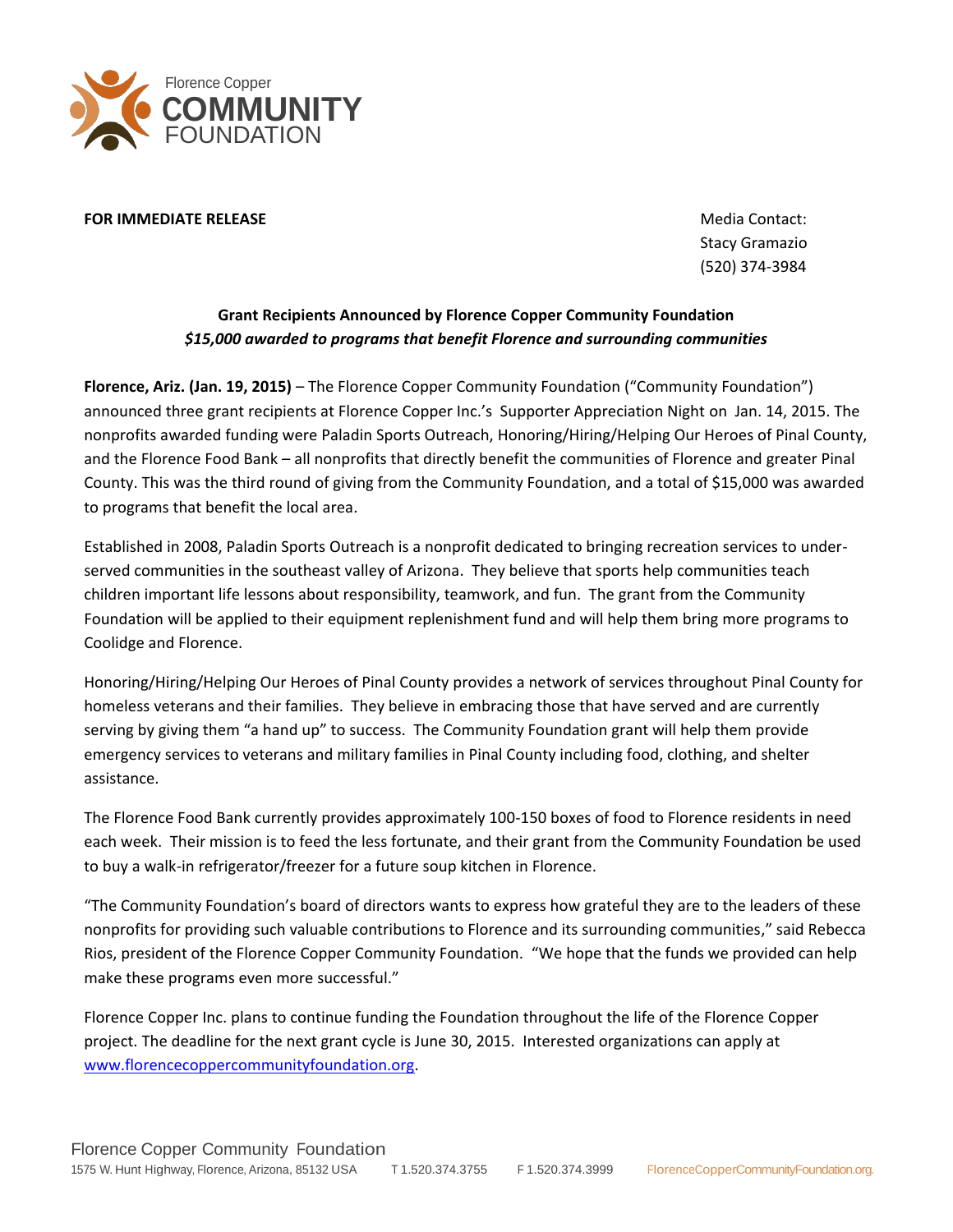Florence Copper
**COMMUNITY**
FOUNDATION

**FOR IMMEDIATE RELEASE**

Media Contact:
Stacy Gramazio
(520) 374-3984

## Grant Recipients Announced by Florence Copper Community Foundation

***$15,000 awarded to programs that benefit Florence and surrounding communities***

**Florence, Ariz. (Jan. 19, 2015)** – The Florence Copper Community Foundation ("Community Foundation") announced three grant recipients at Florence Copper Inc.'s Supporter Appreciation Night on Jan. 14, 2015. The nonprofits awarded funding were Paladin Sports Outreach, Honoring/Hiring/Helping Our Heroes of Pinal County, and the Florence Food Bank – all nonprofits that directly benefit the communities of Florence and greater Pinal County. This was the third round of giving from the Community Foundation, and a total of $15,000 was awarded to programs that benefit the local area.

Established in 2008, Paladin Sports Outreach is a nonprofit dedicated to bringing recreation services to under-served communities in the southeast valley of Arizona. They believe that sports help communities teach children important life lessons about responsibility, teamwork, and fun. The grant from the Community Foundation will be applied to their equipment replenishment fund and will help them bring more programs to Coolidge and Florence.

Honoring/Hiring/Helping Our Heroes of Pinal County provides a network of services throughout Pinal County for homeless veterans and their families. They believe in embracing those that have served and are currently serving by giving them "a hand up" to success. The Community Foundation grant will help them provide emergency services to veterans and military families in Pinal County including food, clothing, and shelter assistance.

The Florence Food Bank currently provides approximately 100-150 boxes of food to Florence residents in need each week. Their mission is to feed the less fortunate, and their grant from the Community Foundation be used to buy a walk-in refrigerator/freezer for a future soup kitchen in Florence.

"The Community Foundation's board of directors wants to express how grateful they are to the leaders of these nonprofits for providing such valuable contributions to Florence and its surrounding communities," said Rebecca Rios, president of the Florence Copper Community Foundation. "We hope that the funds we provided can help make these programs even more successful."

Florence Copper Inc. plans to continue funding the Foundation throughout the life of the Florence Copper project. The deadline for the next grant cycle is June 30, 2015. Interested organizations can apply at [www.florencecoppercommunityfoundation.org](http://www.florencecoppercommunityfoundation.org).

Florence Copper Community Foundation
1575 W. Hunt Highway, Florence, Arizona, 85132 USA T 1.520.374.3755 F 1.520.374.3999 FlorenceCopperCommunityFoundation.org.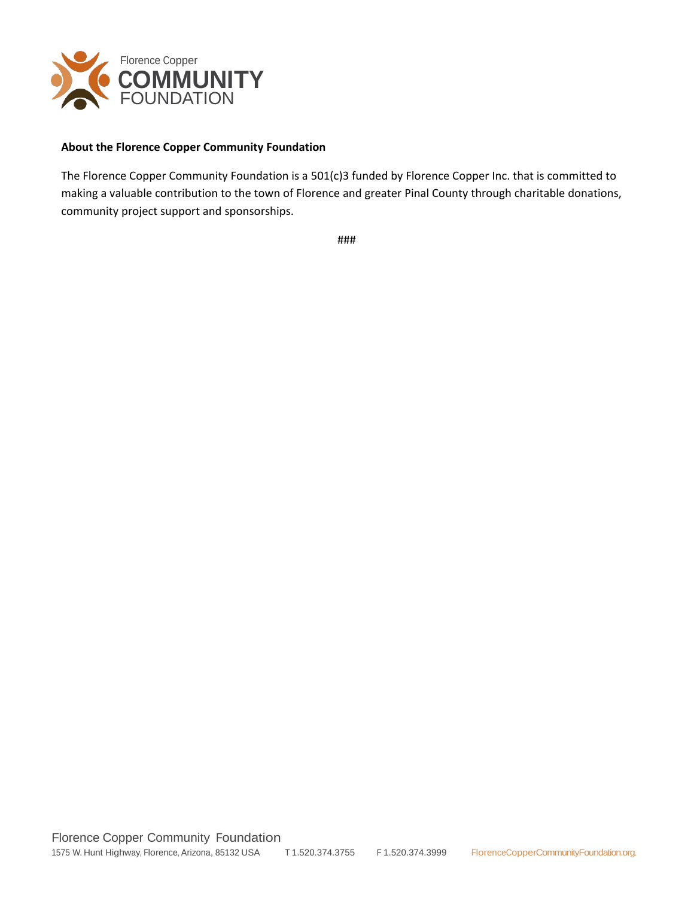**About the Florence Copper Community Foundation**

The Florence Copper Community Foundation is a 501(c)3 funded by Florence Copper Inc. that is committed to making a valuable contribution to the town of Florence and greater Pinal County through charitable donations, community project support and sponsorships.

###

Florence Copper Community Foundation
1575 W. Hunt Highway, Florence, Arizona, 85132 USA T 1.520.374.3755 F 1.520.374.3999 FlorenceCopperCommunityFoundation.org.